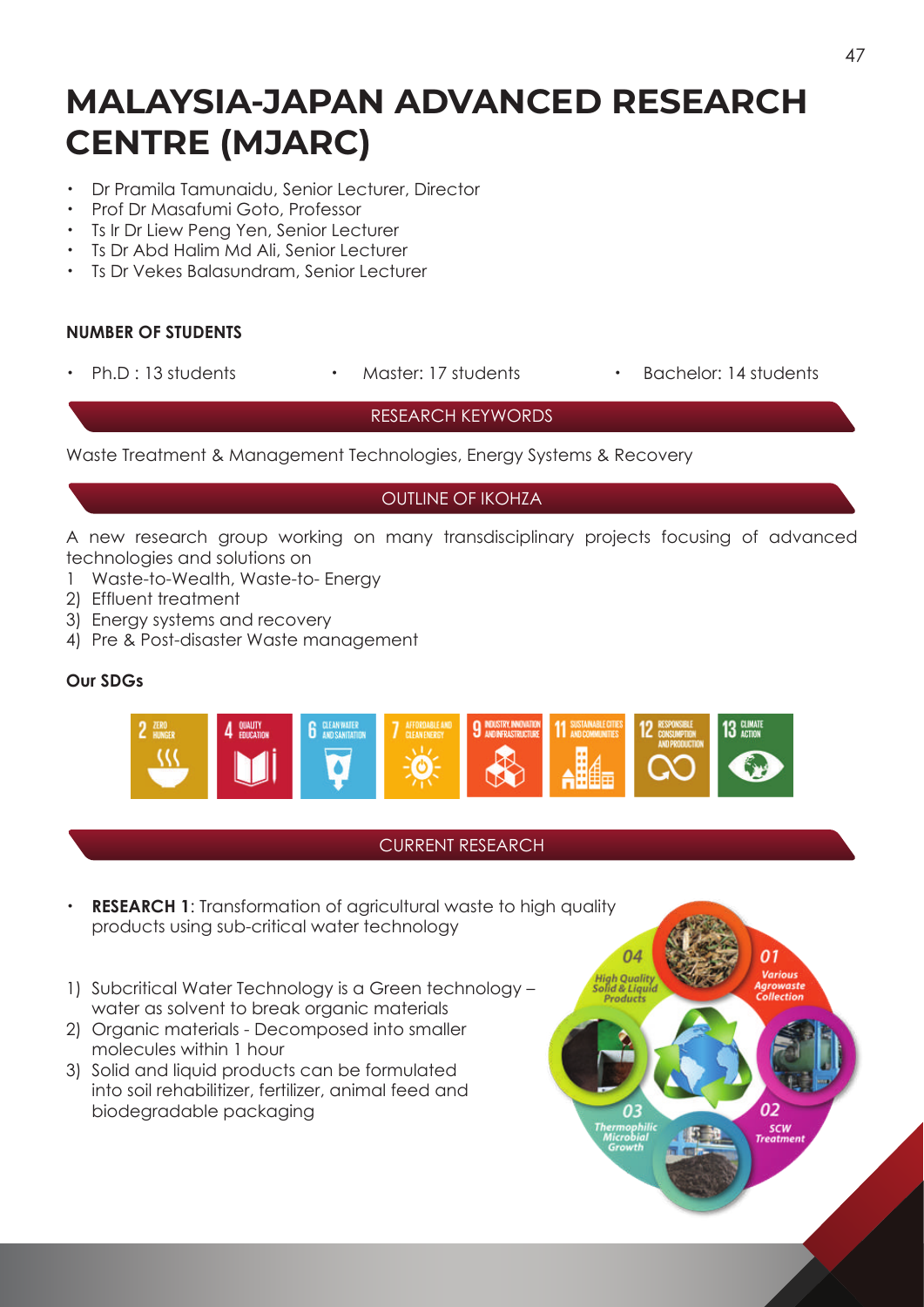# MALAYSIA-JAPAN ADVANCED RESEARCH CENTRE (MJARC)

- Dr Pramila Tamunaidu, Senior Lecturer, Director
- Prof Dr Masafumi Goto, Professor
- Ts Ir Dr Liew Peng Yen, Senior Lecturer
- Ts Dr Abd Halim Md Ali, Senior Lecturer
- Ts Dr Vekes Balasundram, Senior Lecturer

### NUMBER OF STUDENTS

- Ph.D : 13 students
- Master: 17 students
- Bachelor: 14 students

## RESEARCH KEYWORDS

Waste Treatment & Management Technologies, Energy Systems & Recovery

## OUTLINE OF IKOHZA

A new research group working on many transdisciplinary projects focusing of advanced technologies and solutions on

1 Waste-to-Wealth, Waste-to- Energy
2) Effluent treatment
3) Energy systems and recovery
4) Pre & Post-disaster Waste management

**Our SDGs**

2 ZERO HUNGER | 4 QUALITY EDUCATION | 6 CLEAN WATER AND SANITATION | 7 AFFORDABLE AND CLEAN ENERGY | 9 INDUSTRY, INNOVATION AND INFRASTRUCTURE | 11 SUSTAINABLE CITIES AND COMMUNITIES | 12 RESPONSIBLE CONSUMPTION AND PRODUCTION | 13 CLIMATE ACTION

## CURRENT RESEARCH

- **RESEARCH 1**: Transformation of agricultural waste to high quality products using sub-critical water technology

1) Subcritical Water Technology is a Green technology – water as solvent to break organic materials
2) Organic materials - Decomposed into smaller molecules within 1 hour
3) Solid and liquid products can be formulated into soil rehabilitizer, fertilizer, animal feed and biodegradable packaging

01 Various Agrowaste Collection
02 SCW Treatment
03 Thermophilic Microbial Growth
04 High Quality Solid & Liquid Products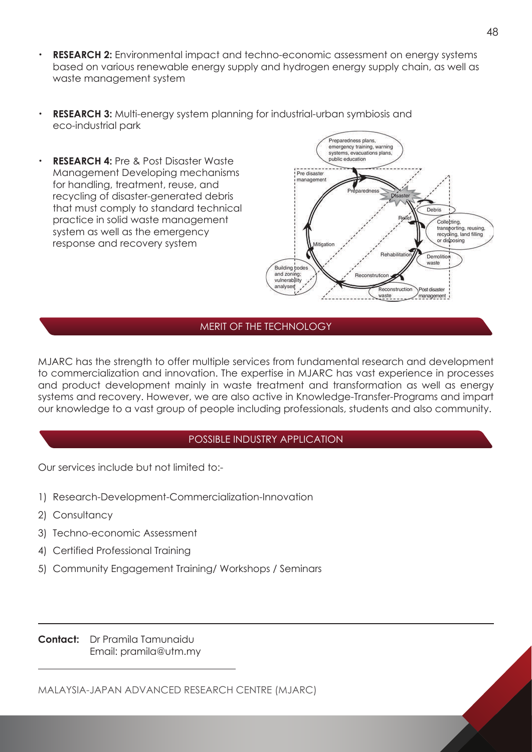- **RESEARCH 2:** Environmental impact and techno-economic assessment on energy systems based on various renewable energy supply and hydrogen energy supply chain, as well as waste management system

- **RESEARCH 3:** Multi-energy system planning for industrial-urban symbiosis and eco-industrial park

- **RESEARCH 4:** Pre & Post Disaster Waste Management Developing mechanisms for handling, treatment, reuse, and recycling of disaster-generated debris that must comply to standard technical practice in solid waste management system as well as the emergency response and recovery system

Preparedness plans, emergency training, warning systems, evacuations plans, public education

Pre disaster management

Preparedness

Disaster

Debris

Relief

Collecting, transporting, reusing, recycling, land filling or disposing

Mitigation

Rehabilitation

Demolition waste

Building codes and zoning; vulnerability analyses

Reconstrutcon

Reconstruction waste

Post disaster management

## MERIT OF THE TECHNOLOGY

MJARC has the strength to offer multiple services from fundamental research and development to commercialization and innovation. The expertise in MJARC has vast experience in processes and product development mainly in waste treatment and transformation as well as energy systems and recovery. However, we are also active in Knowledge-Transfer-Programs and impart our knowledge to a vast group of people including professionals, students and also community.

## POSSIBLE INDUSTRY APPLICATION

Our services include but not limited to:-

1) Research-Development-Commercialization-Innovation
2) Consultancy
3) Techno-economic Assessment
4) Certified Professional Training
5) Community Engagement Training/ Workshops / Seminars

---

**Contact:** Dr Pramila Tamunaidu
Email: pramila@utm.my

MALAYSIA-JAPAN ADVANCED RESEARCH CENTRE (MJARC)